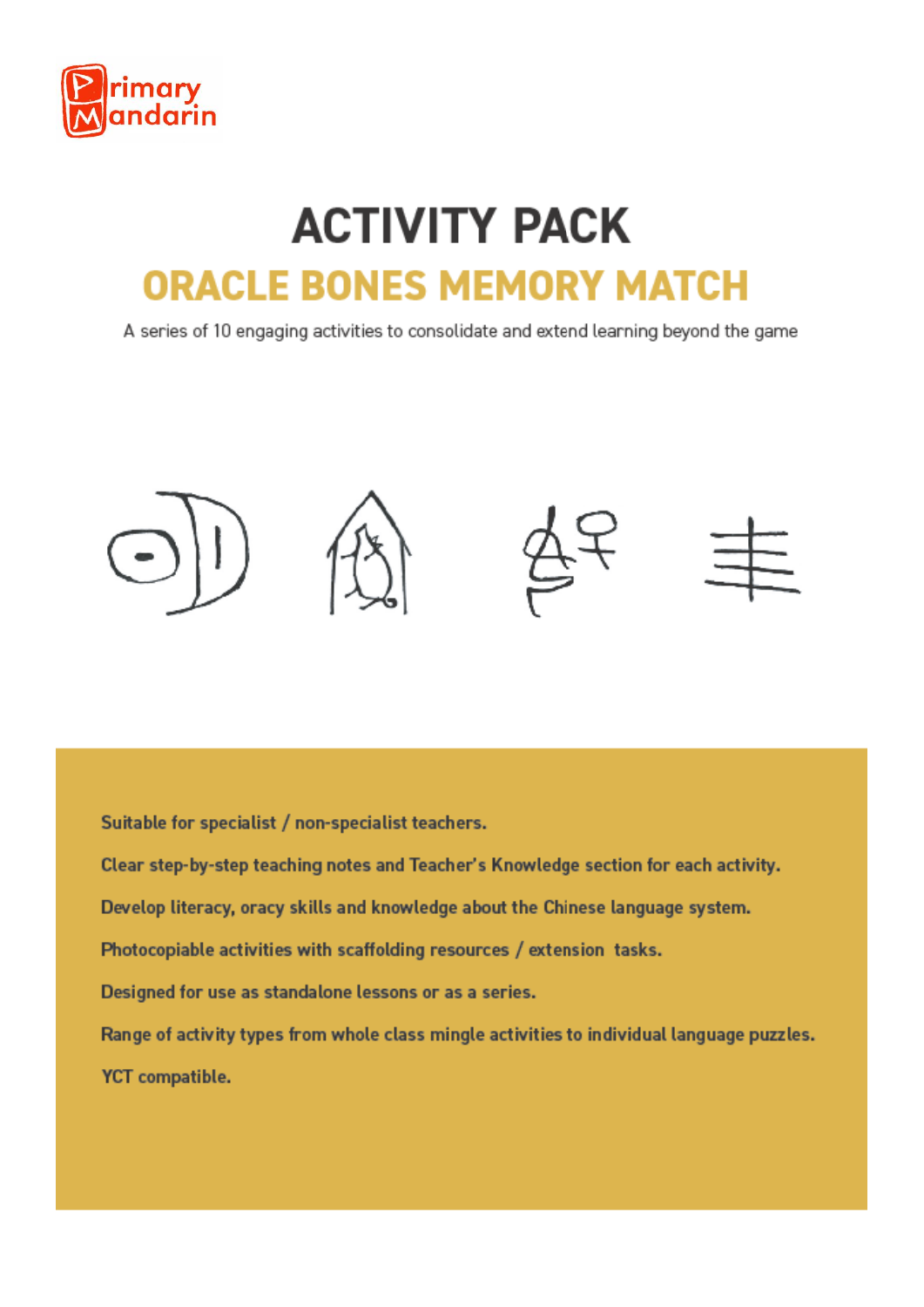Primary Mandarin

# ACTIVITY PACK

## ORACLE BONES MEMORY MATCH

A series of 10 engaging activities to consolidate and extend learning beyond the game

Suitable for specialist / non-specialist teachers.

Clear step-by-step teaching notes and Teacher's Knowledge section for each activity.

Develop literacy, oracy skills and knowledge about the Chinese language system.

Photocopiable activities with scaffolding resources / extension tasks.

Designed for use as standalone lessons or as a series.

Range of activity types from whole class mingle activities to individual language puzzles.

YCT compatible.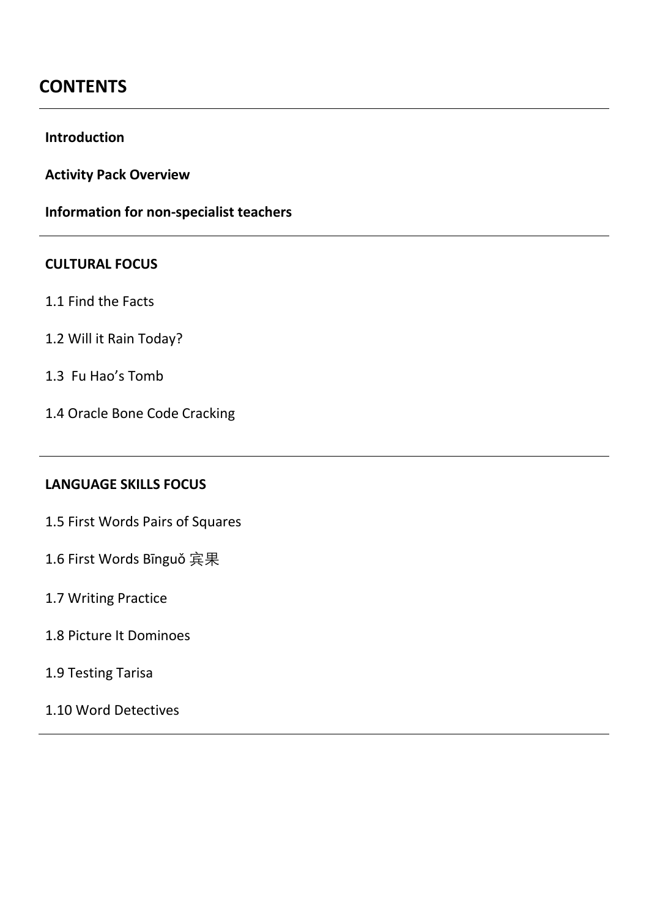# CONTENTS

---

**Introduction**

**Activity Pack Overview**

**Information for non-specialist teachers**

---

**CULTURAL FOCUS**

1.1 Find the Facts

1.2 Will it Rain Today?

1.3 Fu Hao's Tomb

1.4 Oracle Bone Code Cracking

---

**LANGUAGE SKILLS FOCUS**

1.5 First Words Pairs of Squares

1.6 First Words Bīnguǒ 宾果

1.7 Writing Practice

1.8 Picture It Dominoes

1.9 Testing Tarisa

1.10 Word Detectives

---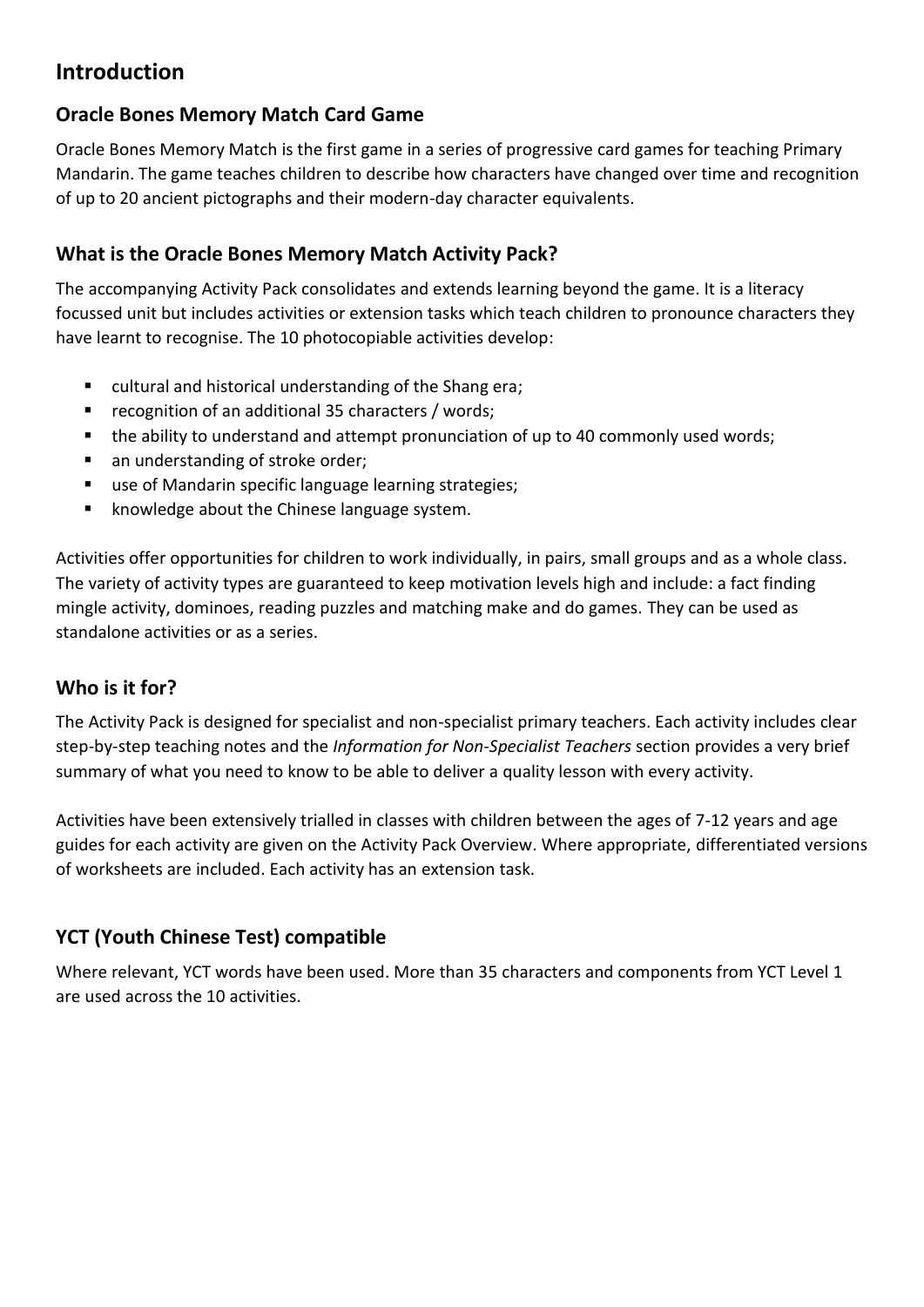# Introduction

## Oracle Bones Memory Match Card Game

Oracle Bones Memory Match is the first game in a series of progressive card games for teaching Primary Mandarin. The game teaches children to describe how characters have changed over time and recognition of up to 20 ancient pictographs and their modern-day character equivalents.

## What is the Oracle Bones Memory Match Activity Pack?

The accompanying Activity Pack consolidates and extends learning beyond the game. It is a literacy focussed unit but includes activities or extension tasks which teach children to pronounce characters they have learnt to recognise. The 10 photocopiable activities develop:

- cultural and historical understanding of the Shang era;
- recognition of an additional 35 characters / words;
- the ability to understand and attempt pronunciation of up to 40 commonly used words;
- an understanding of stroke order;
- use of Mandarin specific language learning strategies;
- knowledge about the Chinese language system.

Activities offer opportunities for children to work individually, in pairs, small groups and as a whole class. The variety of activity types are guaranteed to keep motivation levels high and include: a fact finding mingle activity, dominoes, reading puzzles and matching make and do games. They can be used as standalone activities or as a series.

## Who is it for?

The Activity Pack is designed for specialist and non-specialist primary teachers. Each activity includes clear step-by-step teaching notes and the *Information for Non-Specialist Teachers* section provides a very brief summary of what you need to know to be able to deliver a quality lesson with every activity.

Activities have been extensively trialled in classes with children between the ages of 7-12 years and age guides for each activity are given on the Activity Pack Overview. Where appropriate, differentiated versions of worksheets are included. Each activity has an extension task.

## YCT (Youth Chinese Test) compatible

Where relevant, YCT words have been used. More than 35 characters and components from YCT Level 1 are used across the 10 activities.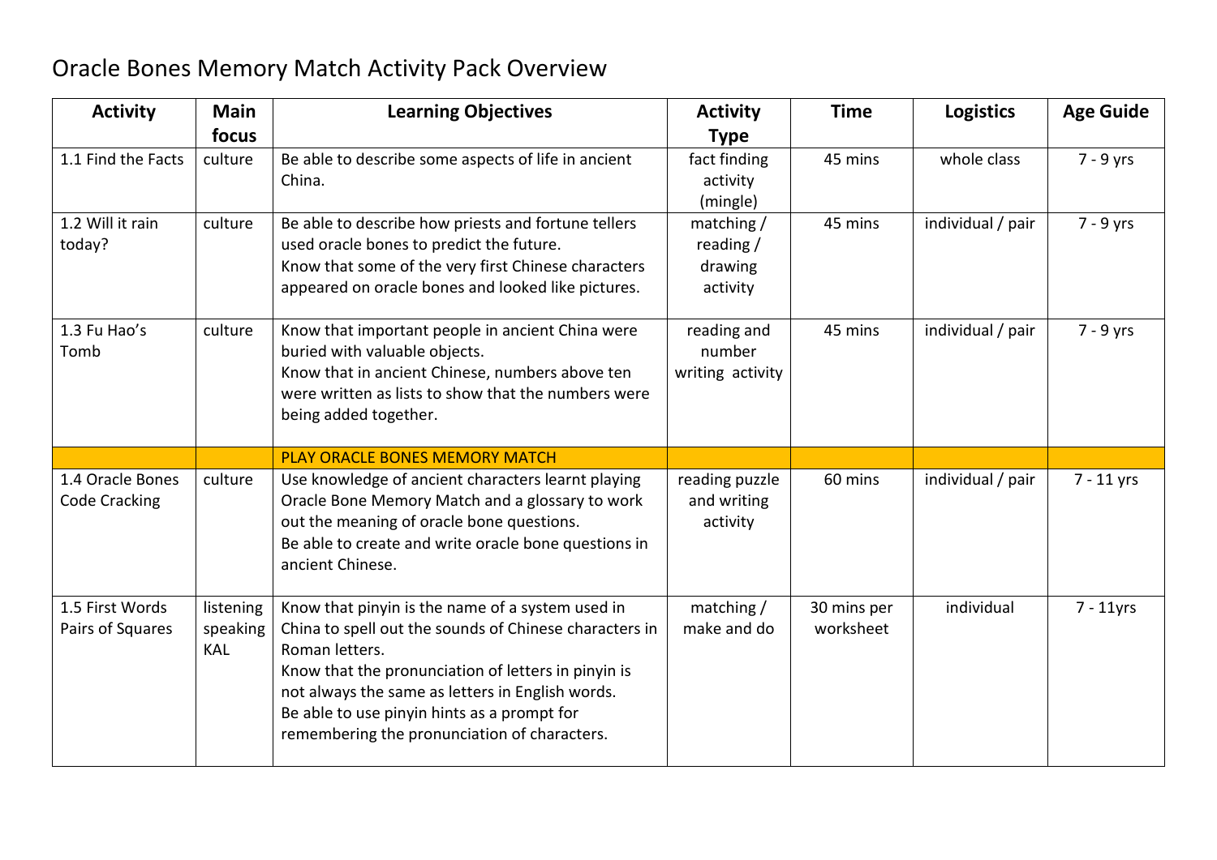# Oracle Bones Memory Match Activity Pack Overview

| Activity | Main focus | Learning Objectives | Activity Type | Time | Logistics | Age Guide |
|---|---|---|---|---|---|---|
| 1.1 Find the Facts | culture | Be able to describe some aspects of life in ancient China. | fact finding activity (mingle) | 45 mins | whole class | 7 - 9 yrs |
| 1.2 Will it rain today? | culture | Be able to describe how priests and fortune tellers used oracle bones to predict the future.<br>Know that some of the very first Chinese characters appeared on oracle bones and looked like pictures. | matching / reading / drawing activity | 45 mins | individual / pair | 7 - 9 yrs |
| 1.3 Fu Hao's Tomb | culture | Know that important people in ancient China were buried with valuable objects.<br>Know that in ancient Chinese, numbers above ten were written as lists to show that the numbers were being added together. | reading and number writing activity | 45 mins | individual / pair | 7 - 9 yrs |
| | | PLAY ORACLE BONES MEMORY MATCH | | | | |
| 1.4 Oracle Bones Code Cracking | culture | Use knowledge of ancient characters learnt playing Oracle Bone Memory Match and a glossary to work out the meaning of oracle bone questions.<br>Be able to create and write oracle bone questions in ancient Chinese. | reading puzzle and writing activity | 60 mins | individual / pair | 7 - 11 yrs |
| 1.5 First Words Pairs of Squares | listening speaking KAL | Know that pinyin is the name of a system used in China to spell out the sounds of Chinese characters in Roman letters.<br>Know that the pronunciation of letters in pinyin is not always the same as letters in English words.<br>Be able to use pinyin hints as a prompt for remembering the pronunciation of characters. | matching / make and do | 30 mins per worksheet | individual | 7 - 11yrs |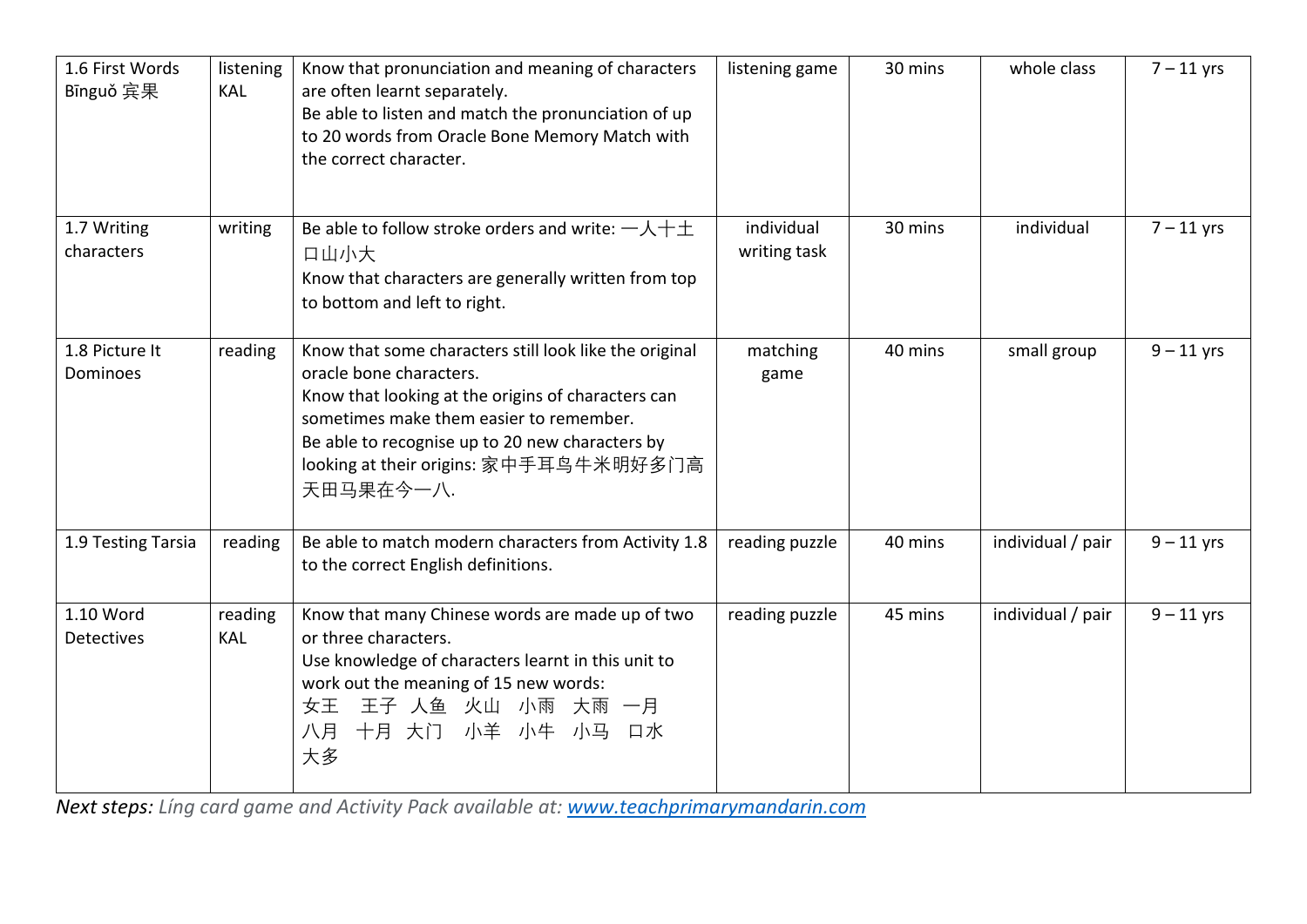| 1.6 First Words Bīnguǒ 宾果 | listening KAL | Know that pronunciation and meaning of characters are often learnt separately.<br>Be able to listen and match the pronunciation of up to 20 words from Oracle Bone Memory Match with the correct character. | listening game | 30 mins | whole class | 7 – 11 yrs |
|---|---|---|---|---|---|---|
| 1.7 Writing characters | writing | Be able to follow stroke orders and write: 一人十土口山小大<br>Know that characters are generally written from top to bottom and left to right. | individual writing task | 30 mins | individual | 7 – 11 yrs |
| 1.8 Picture It Dominoes | reading | Know that some characters still look like the original oracle bone characters.<br>Know that looking at the origins of characters can sometimes make them easier to remember.<br>Be able to recognise up to 20 new characters by looking at their origins: 家中手耳鸟牛米明好多门高天田马果在今一八. | matching game | 40 mins | small group | 9 – 11 yrs |
| 1.9 Testing Tarsia | reading | Be able to match modern characters from Activity 1.8 to the correct English definitions. | reading puzzle | 40 mins | individual / pair | 9 – 11 yrs |
| 1.10 Word Detectives | reading KAL | Know that many Chinese words are made up of two or three characters.<br>Use knowledge of characters learnt in this unit to work out the meaning of 15 new words:<br>女王 王子 人鱼 火山 小雨 大雨 一月 八月 十月 大门 小羊 小牛 小马 口水 大多 | reading puzzle | 45 mins | individual / pair | 9 – 11 yrs |

*Next steps: Líng card game and Activity Pack available at: www.teachprimarymandarin.com*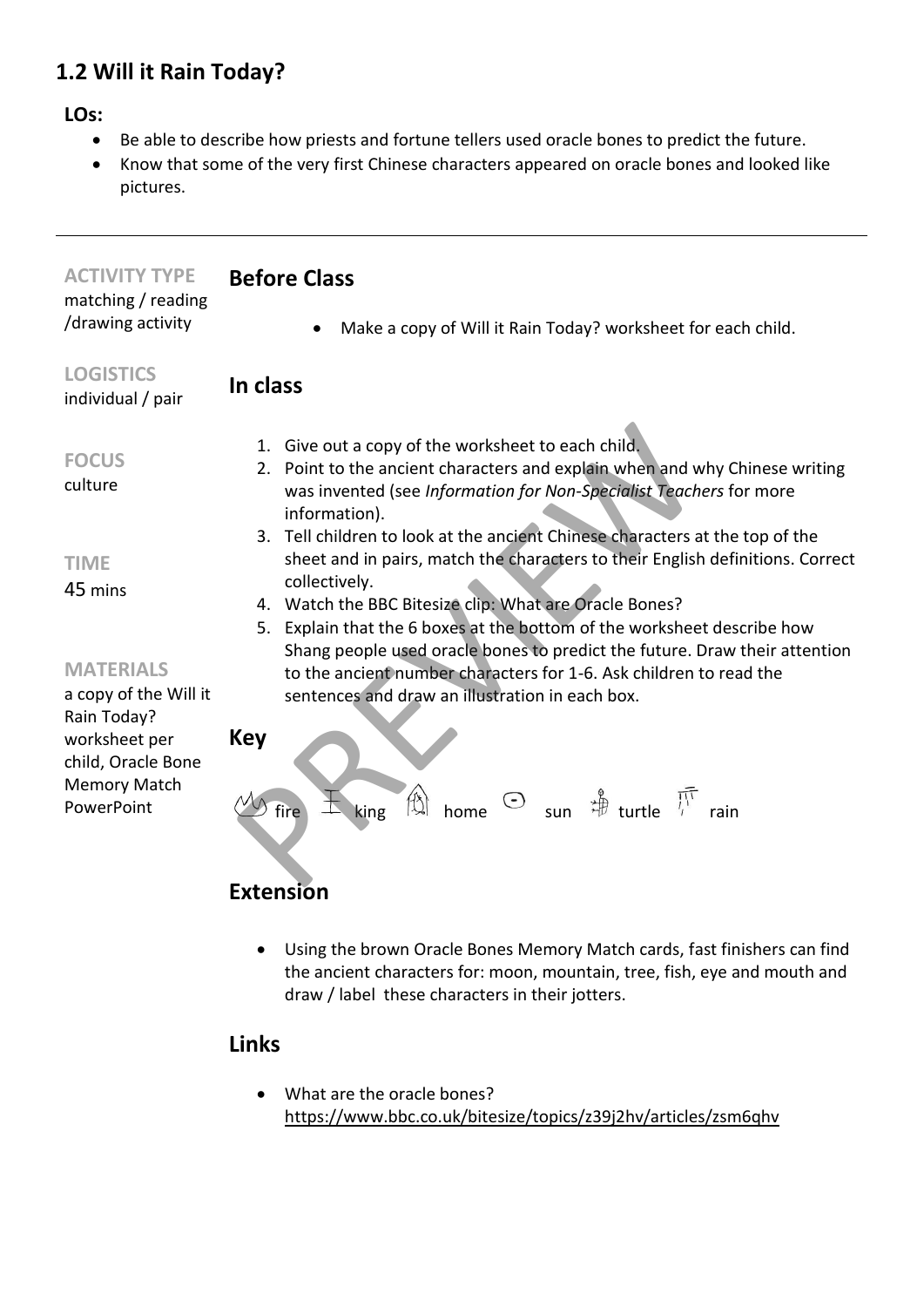## 1.2 Will it Rain Today?

**LOs:**

- Be able to describe how priests and fortune tellers used oracle bones to predict the future.
- Know that some of the very first Chinese characters appeared on oracle bones and looked like pictures.

---

**ACTIVITY TYPE**
matching / reading /drawing activity

**LOGISTICS**
individual / pair

**FOCUS**
culture

**TIME**
45 mins

**MATERIALS**
a copy of the Will it Rain Today? worksheet per child, Oracle Bone Memory Match PowerPoint

### Before Class

- Make a copy of Will it Rain Today? worksheet for each child.

### In class

1. Give out a copy of the worksheet to each child.
2. Point to the ancient characters and explain when and why Chinese writing was invented (see *Information for Non-Specialist Teachers* for more information).
3. Tell children to look at the ancient Chinese characters at the top of the sheet and in pairs, match the characters to their English definitions. Correct collectively.
4. Watch the BBC Bitesize clip: What are Oracle Bones?
5. Explain that the 6 boxes at the bottom of the worksheet describe how Shang people used oracle bones to predict the future. Draw their attention to the ancient number characters for 1-6. Ask children to read the sentences and draw an illustration in each box.

### Key

fire king home sun turtle rain

### Extension

- Using the brown Oracle Bones Memory Match cards, fast finishers can find the ancient characters for: moon, mountain, tree, fish, eye and mouth and draw / label these characters in their jotters.

### Links

- What are the oracle bones?
  https://www.bbc.co.uk/bitesize/topics/z39j2hv/articles/zsm6qhv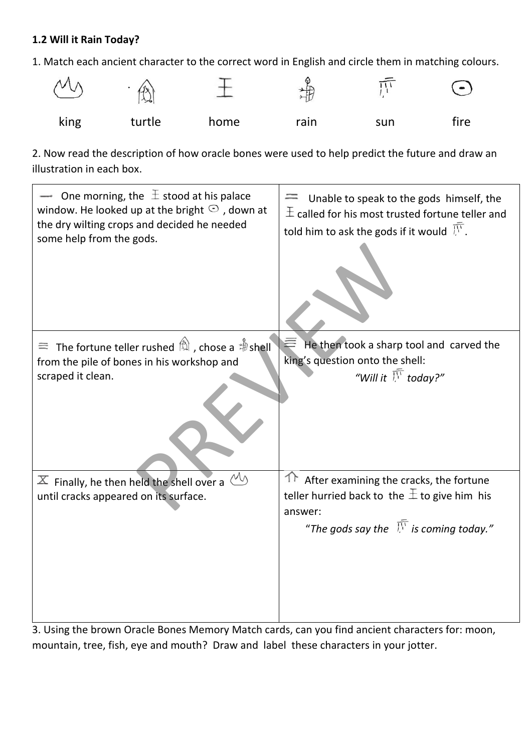**1.2 Will it Rain Today?**

1. Match each ancient character to the correct word in English and circle them in matching colours.

| | | | | | |
|---|---|---|---|---|---|
| 火 | 家 | 王 | 龜 | 雨 | 日 |
| king | turtle | home | rain | sun | fire |

2. Now read the description of how oracle bones were used to help predict the future and draw an illustration in each box.

| | |
|---|---|
| 一 One morning, the 王 stood at his palace window. He looked up at the bright 日, down at the dry wilting crops and decided he needed some help from the gods. | 二 Unable to speak to the gods himself, the 王 called for his most trusted fortune teller and told him to ask the gods if it would 雨. |
| 三 The fortune teller rushed 家, chose a 龜 shell from the pile of bones in his workshop and scraped it clean. | 亖 He then took a sharp tool and carved the king's question onto the shell: *"Will it 雨 today?"* |
| 五 Finally, he then held the shell over a 火 until cracks appeared on its surface. | 六 After examining the cracks, the fortune teller hurried back to the 王 to give him his answer: *"The gods say the 雨 is coming today."* |

3. Using the brown Oracle Bones Memory Match cards, can you find ancient characters for: moon, mountain, tree, fish, eye and mouth? Draw and label these characters in your jotter.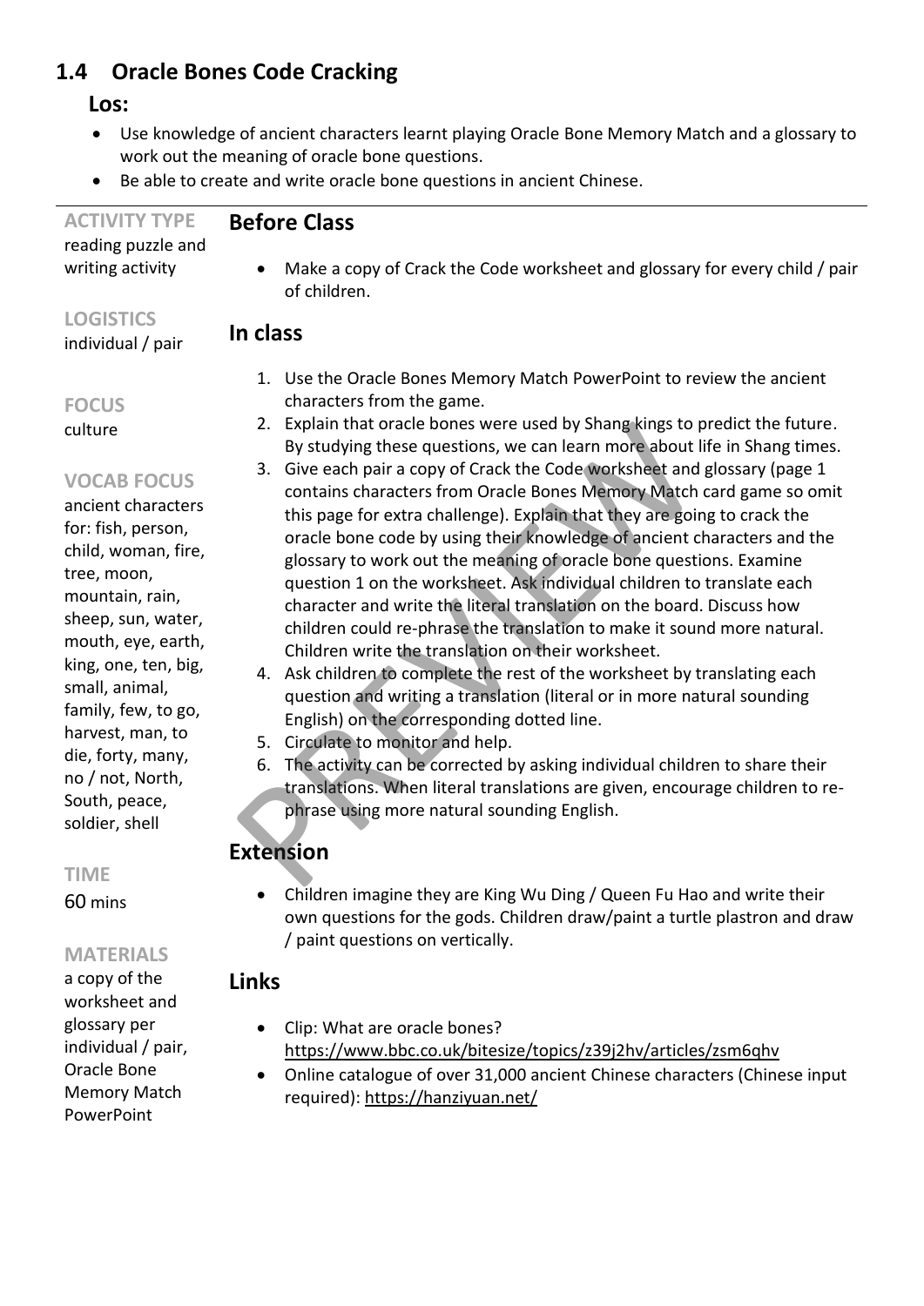## 1.4 Oracle Bones Code Cracking

### Los:

- Use knowledge of ancient characters learnt playing Oracle Bone Memory Match and a glossary to work out the meaning of oracle bone questions.
- Be able to create and write oracle bone questions in ancient Chinese.

---

**ACTIVITY TYPE**
reading puzzle and writing activity

**LOGISTICS**
individual / pair

**FOCUS**
culture

**VOCAB FOCUS**
ancient characters for: fish, person, child, woman, fire, tree, moon, mountain, rain, sheep, sun, water, mouth, eye, earth, king, one, ten, big, small, animal, family, few, to go, harvest, man, to die, forty, many, no / not, North, South, peace, soldier, shell

**TIME**
60 mins

**MATERIALS**
a copy of the worksheet and glossary per individual / pair, Oracle Bone Memory Match PowerPoint

## Before Class

- Make a copy of Crack the Code worksheet and glossary for every child / pair of children.

## In class

1. Use the Oracle Bones Memory Match PowerPoint to review the ancient characters from the game.
2. Explain that oracle bones were used by Shang kings to predict the future. By studying these questions, we can learn more about life in Shang times.
3. Give each pair a copy of Crack the Code worksheet and glossary (page 1 contains characters from Oracle Bones Memory Match card game so omit this page for extra challenge). Explain that they are going to crack the oracle bone code by using their knowledge of ancient characters and the glossary to work out the meaning of oracle bone questions. Examine question 1 on the worksheet. Ask individual children to translate each character and write the literal translation on the board. Discuss how children could re-phrase the translation to make it sound more natural. Children write the translation on their worksheet.
4. Ask children to complete the rest of the worksheet by translating each question and writing a translation (literal or in more natural sounding English) on the corresponding dotted line.
5. Circulate to monitor and help.
6. The activity can be corrected by asking individual children to share their translations. When literal translations are given, encourage children to re-phrase using more natural sounding English.

## Extension

- Children imagine they are King Wu Ding / Queen Fu Hao and write their own questions for the gods. Children draw/paint a turtle plastron and draw / paint questions on vertically.

## Links

- Clip: What are oracle bones? https://www.bbc.co.uk/bitesize/topics/z39j2hv/articles/zsm6qhv
- Online catalogue of over 31,000 ancient Chinese characters (Chinese input required): https://hanziyuan.net/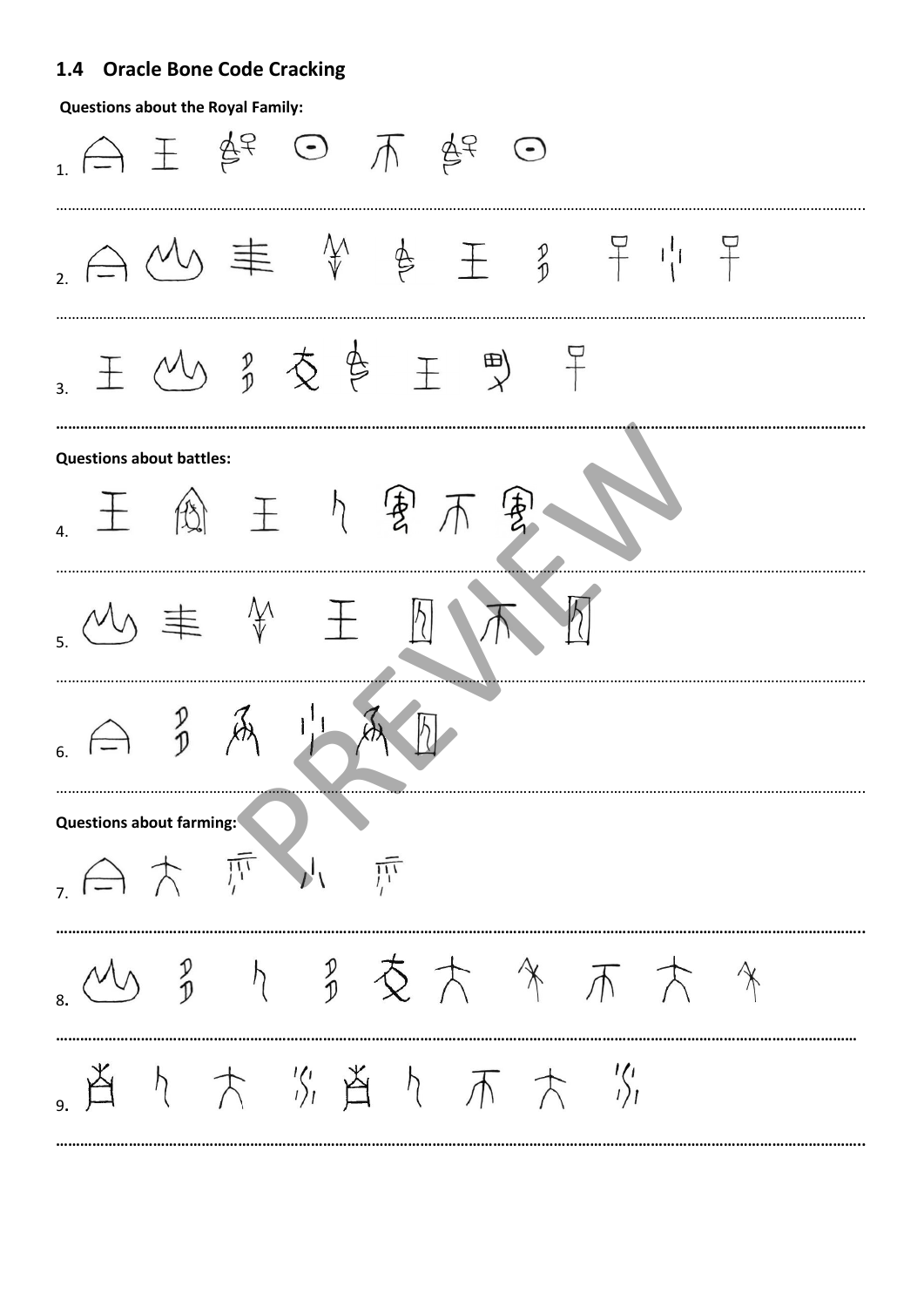## 1.4 Oracle Bone Code Cracking

**Questions about the Royal Family:**

1.

..............................................................................................................................................................................................................

2.

..............................................................................................................................................................................................................

3.

..............................................................................................................................................................................................................

**Questions about battles:**

4.

..............................................................................................................................................................................................................

5.

..............................................................................................................................................................................................................

6.

..............................................................................................................................................................................................................

**Questions about farming:**

7.

..............................................................................................................................................................................................................

8.

..............................................................................................................................................................................................................

9.

..............................................................................................................................................................................................................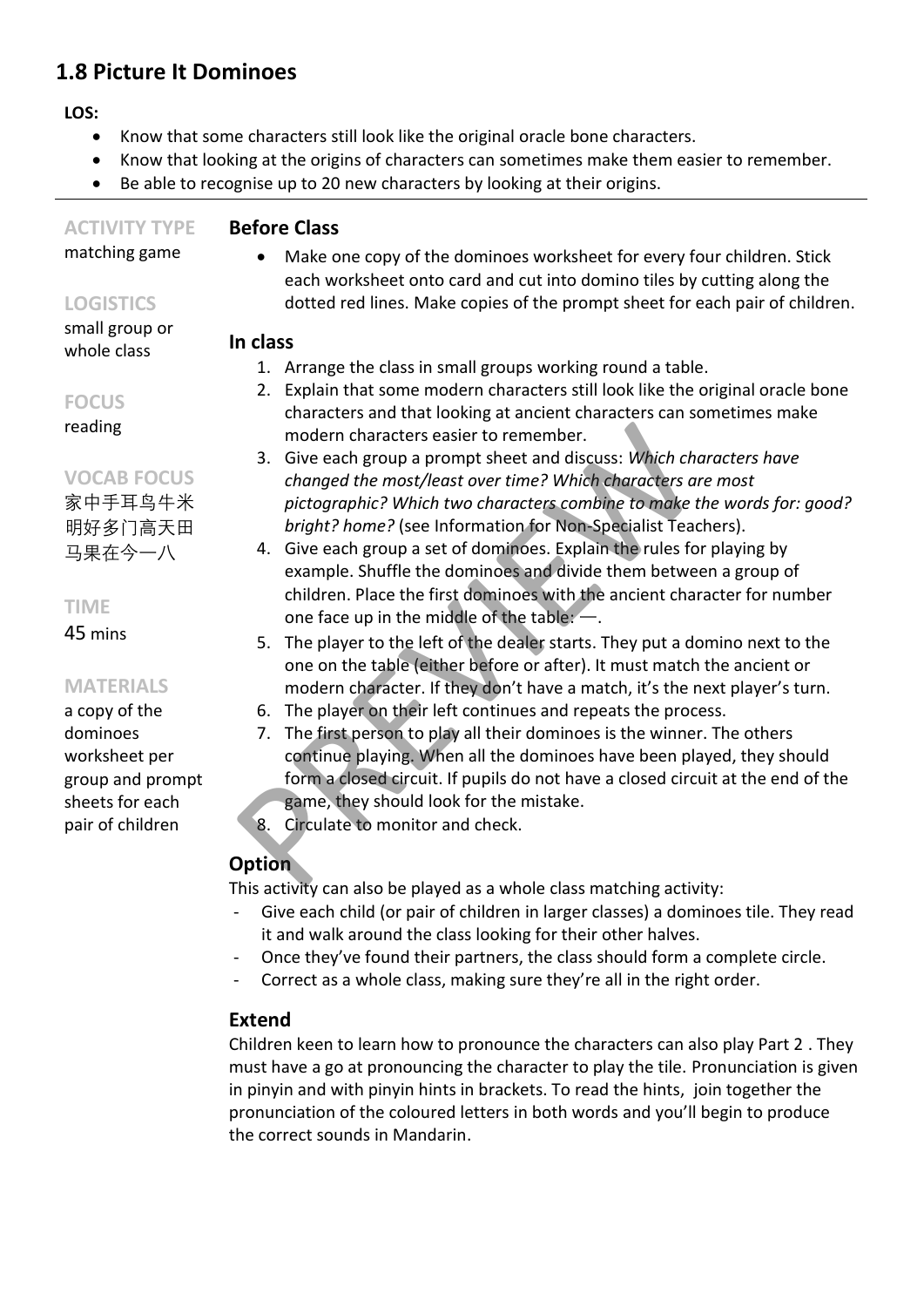## 1.8 Picture It Dominoes

**LOS:**

- Know that some characters still look like the original oracle bone characters.
- Know that looking at the origins of characters can sometimes make them easier to remember.
- Be able to recognise up to 20 new characters by looking at their origins.

---

**ACTIVITY TYPE**
matching game

**LOGISTICS**
small group or whole class

**FOCUS**
reading

**VOCAB FOCUS**
家中手耳鸟牛米明好多门高天田马果在今一八

**TIME**
45 mins

**MATERIALS**
a copy of the dominoes worksheet per group and prompt sheets for each pair of children

### Before Class

- Make one copy of the dominoes worksheet for every four children. Stick each worksheet onto card and cut into domino tiles by cutting along the dotted red lines. Make copies of the prompt sheet for each pair of children.

### In class

1. Arrange the class in small groups working round a table.
2. Explain that some modern characters still look like the original oracle bone characters and that looking at ancient characters can sometimes make modern characters easier to remember.
3. Give each group a prompt sheet and discuss: *Which characters have changed the most/least over time? Which characters are most pictographic? Which two characters combine to make the words for: good? bright? home?* (see Information for Non-Specialist Teachers).
4. Give each group a set of dominoes. Explain the rules for playing by example. Shuffle the dominoes and divide them between a group of children. Place the first dominoes with the ancient character for number one face up in the middle of the table: 一.
5. The player to the left of the dealer starts. They put a domino next to the one on the table (either before or after). It must match the ancient or modern character. If they don't have a match, it's the next player's turn.
6. The player on their left continues and repeats the process.
7. The first person to play all their dominoes is the winner. The others continue playing. When all the dominoes have been played, they should form a closed circuit. If pupils do not have a closed circuit at the end of the game, they should look for the mistake.
8. Circulate to monitor and check.

### Option

This activity can also be played as a whole class matching activity:

- Give each child (or pair of children in larger classes) a dominoes tile. They read it and walk around the class looking for their other halves.
- Once they've found their partners, the class should form a complete circle.
- Correct as a whole class, making sure they're all in the right order.

### Extend

Children keen to learn how to pronounce the characters can also play Part 2 . They must have a go at pronouncing the character to play the tile. Pronunciation is given in pinyin and with pinyin hints in brackets. To read the hints, join together the pronunciation of the coloured letters in both words and you'll begin to produce the correct sounds in Mandarin.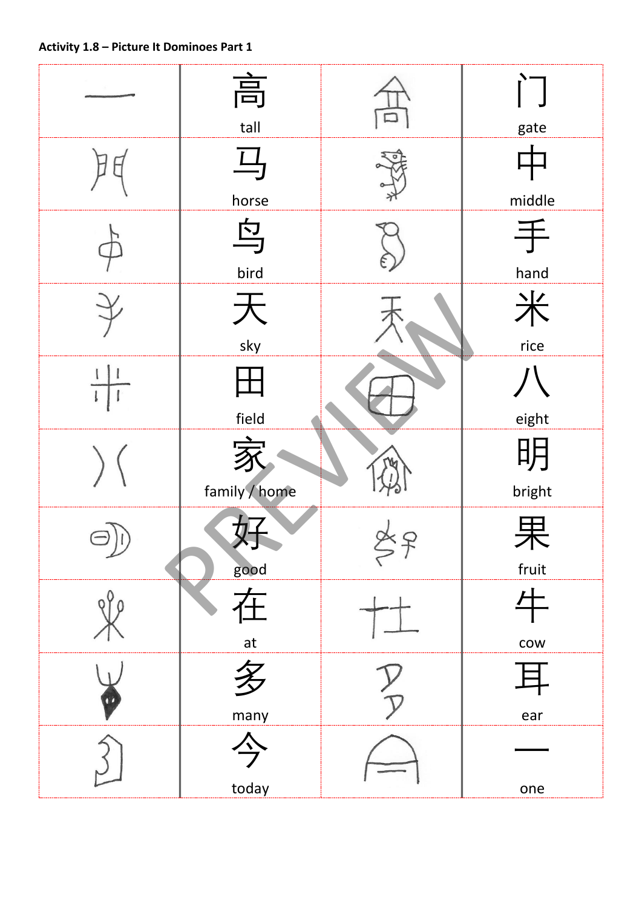### Activity 1.8 – Picture It Dominoes Part 1

| | | | |
|---|---|---|---|
| | 高<br>tall | | 门<br>gate |
| | 马<br>horse | | 中<br>middle |
| | 鸟<br>bird | | 手<br>hand |
| | 天<br>sky | | 米<br>rice |
| | 田<br>field | | 八<br>eight |
| | 家<br>family / home | | 明<br>bright |
| | 好<br>good | | 果<br>fruit |
| | 在<br>at | | 牛<br>cow |
| | 多<br>many | | 耳<br>ear |
| | 今<br>today | | 一<br>one |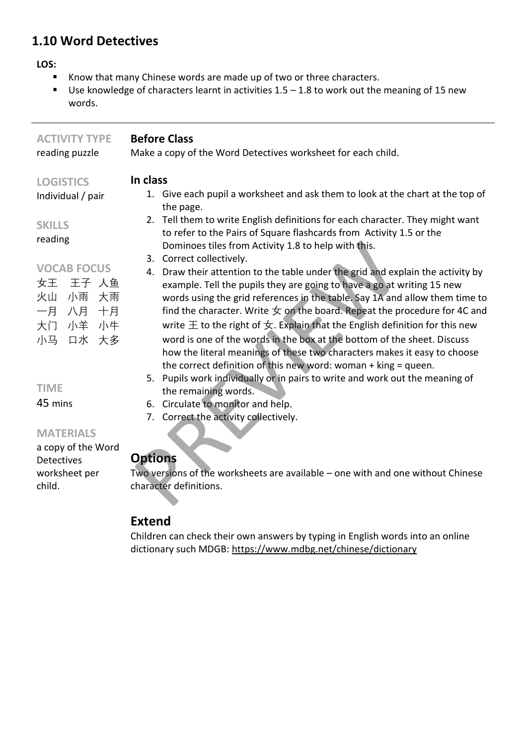## 1.10 Word Detectives

**LOS:**

- Know that many Chinese words are made up of two or three characters.
- Use knowledge of characters learnt in activities 1.5 – 1.8 to work out the meaning of 15 new words.

---

**ACTIVITY TYPE**
reading puzzle

**LOGISTICS**
Individual / pair

**SKILLS**
reading

**VOCAB FOCUS**
女王 王子 人鱼
火山 小雨 大雨
一月 八月 十月
大门 小羊 小牛
小马 口水 大多

**TIME**
45 mins

**MATERIALS**
a copy of the Word Detectives worksheet per child.

### Before Class

Make a copy of the Word Detectives worksheet for each child.

### In class

1. Give each pupil a worksheet and ask them to look at the chart at the top of the page.
2. Tell them to write English definitions for each character. They might want to refer to the Pairs of Square flashcards from Activity 1.5 or the Dominoes tiles from Activity 1.8 to help with this.
3. Correct collectively.
4. Draw their attention to the table under the grid and explain the activity by example. Tell the pupils they are going to have a go at writing 15 new words using the grid references in the table. Say 1A and allow them time to find the character. Write 女 on the board. Repeat the procedure for 4C and write 王 to the right of 女. Explain that the English definition for this new word is one of the words in the box at the bottom of the sheet. Discuss how the literal meanings of these two characters makes it easy to choose the correct definition of this new word: woman + king = queen.
5. Pupils work individually or in pairs to write and work out the meaning of the remaining words.
6. Circulate to monitor and help.
7. Correct the activity collectively.

## Options

Two versions of the worksheets are available – one with and one without Chinese character definitions.

## Extend

Children can check their own answers by typing in English words into an online dictionary such MDGB: https://www.mdbg.net/chinese/dictionary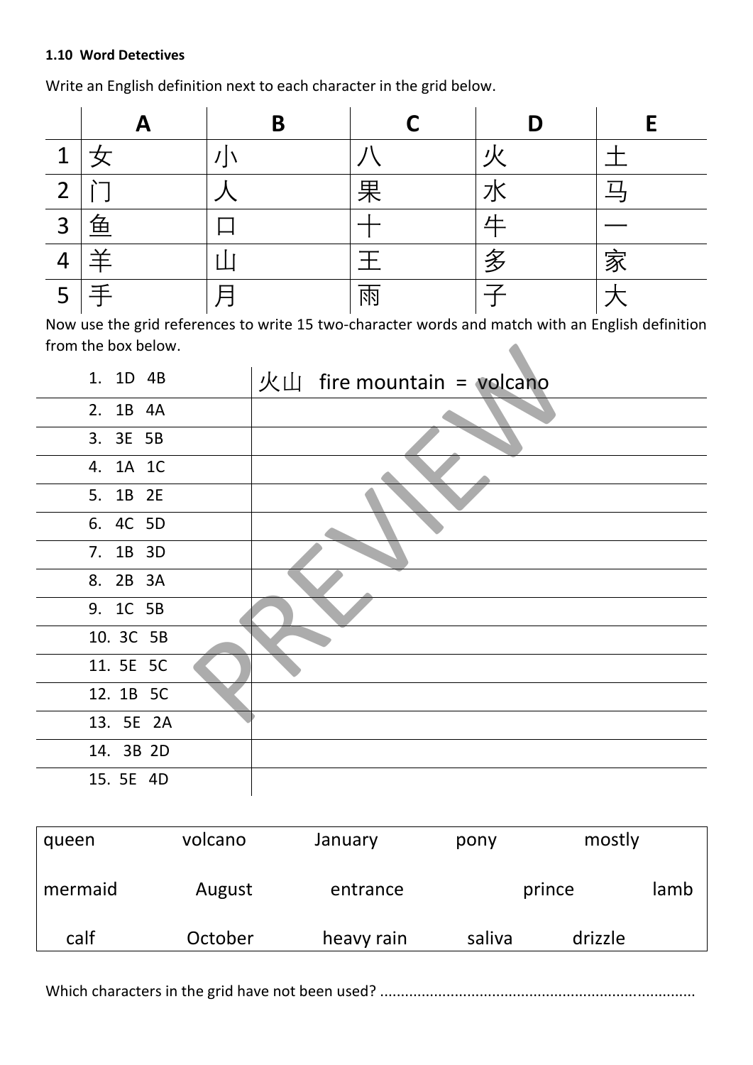**1.10 Word Detectives**

Write an English definition next to each character in the grid below.

| | A | B | C | D | E |
|---|---|---|---|---|---|
| 1 | 女 | 小 | 八 | 火 | 土 |
| 2 | 门 | 人 | 果 | 水 | 马 |
| 3 | 鱼 | 口 | 十 | 牛 | 一 |
| 4 | 羊 | 山 | 王 | 多 | 家 |
| 5 | 手 | 月 | 雨 | 子 | 大 |

Now use the grid references to write 15 two-character words and match with an English definition from the box below.

| | |
|---|---|
| 1. 1D 4B | 火山 fire mountain = volcano |
| 2. 1B 4A | |
| 3. 3E 5B | |
| 4. 1A 1C | |
| 5. 1B 2E | |
| 6. 4C 5D | |
| 7. 1B 3D | |
| 8. 2B 3A | |
| 9. 1C 5B | |
| 10. 3C 5B | |
| 11. 5E 5C | |
| 12. 1B 5C | |
| 13. 5E 2A | |
| 14. 3B 2D | |
| 15. 5E 4D | |

| | | | | |
|---|---|---|---|---|
| queen | volcano | January | pony | mostly |
| mermaid | August | entrance | prince | lamb |
| calf | October | heavy rain | saliva | drizzle |

Which characters in the grid have not been used? ............................................................................